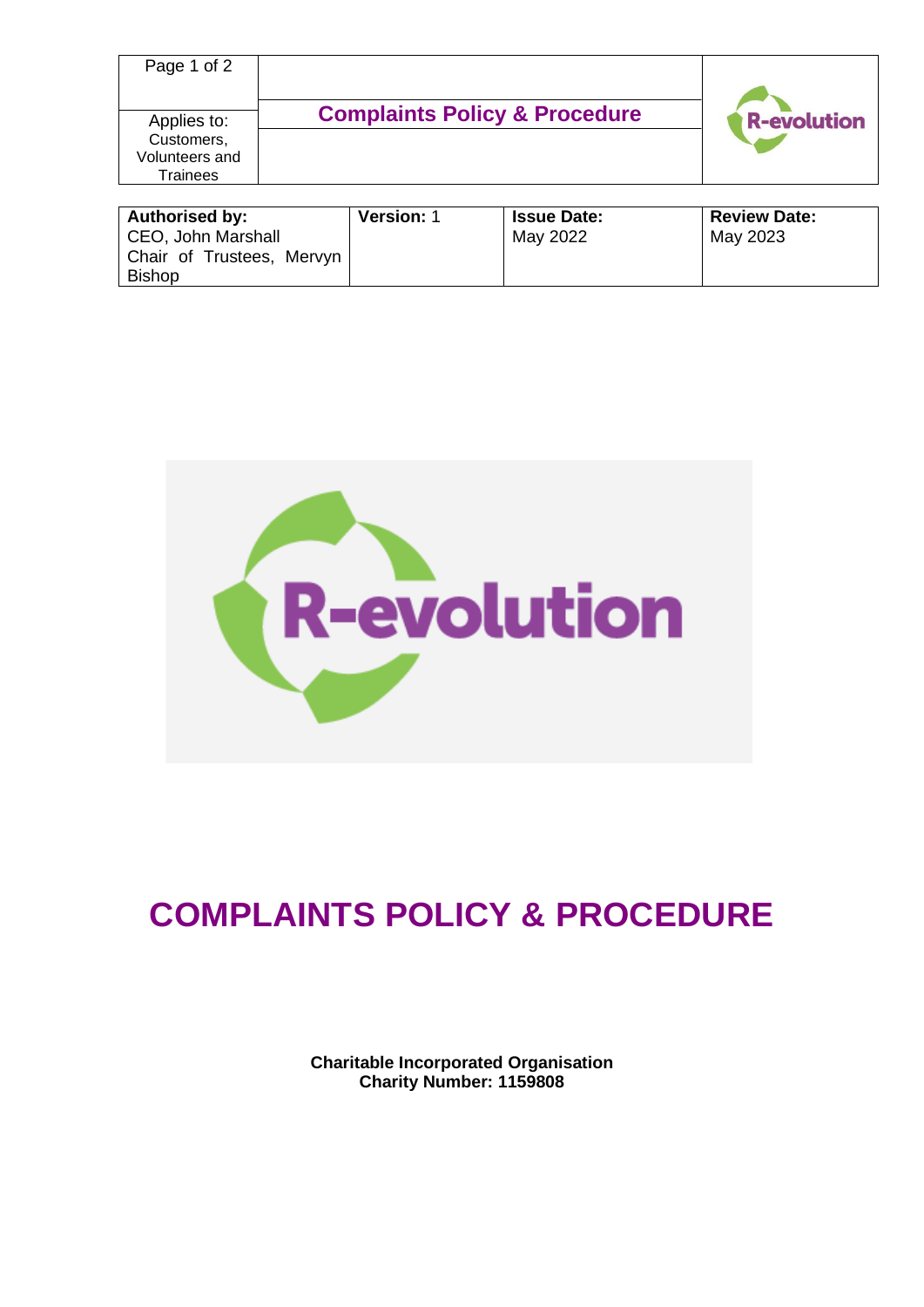| Applies to: Customers, Volunteers and Trainees | **Complaints Policy & Procedure** |
|---|---|

| **Authorised by:** | **Version:** 1 | **Issue Date:** | **Review Date:** |
|---|---|---|---|
| CEO, John Marshall<br>Chair of Trustees, Mervyn Bishop | | May 2022 | May 2023 |

# COMPLAINTS POLICY & PROCEDURE

**Charitable Incorporated Organisation**
**Charity Number: 1159808**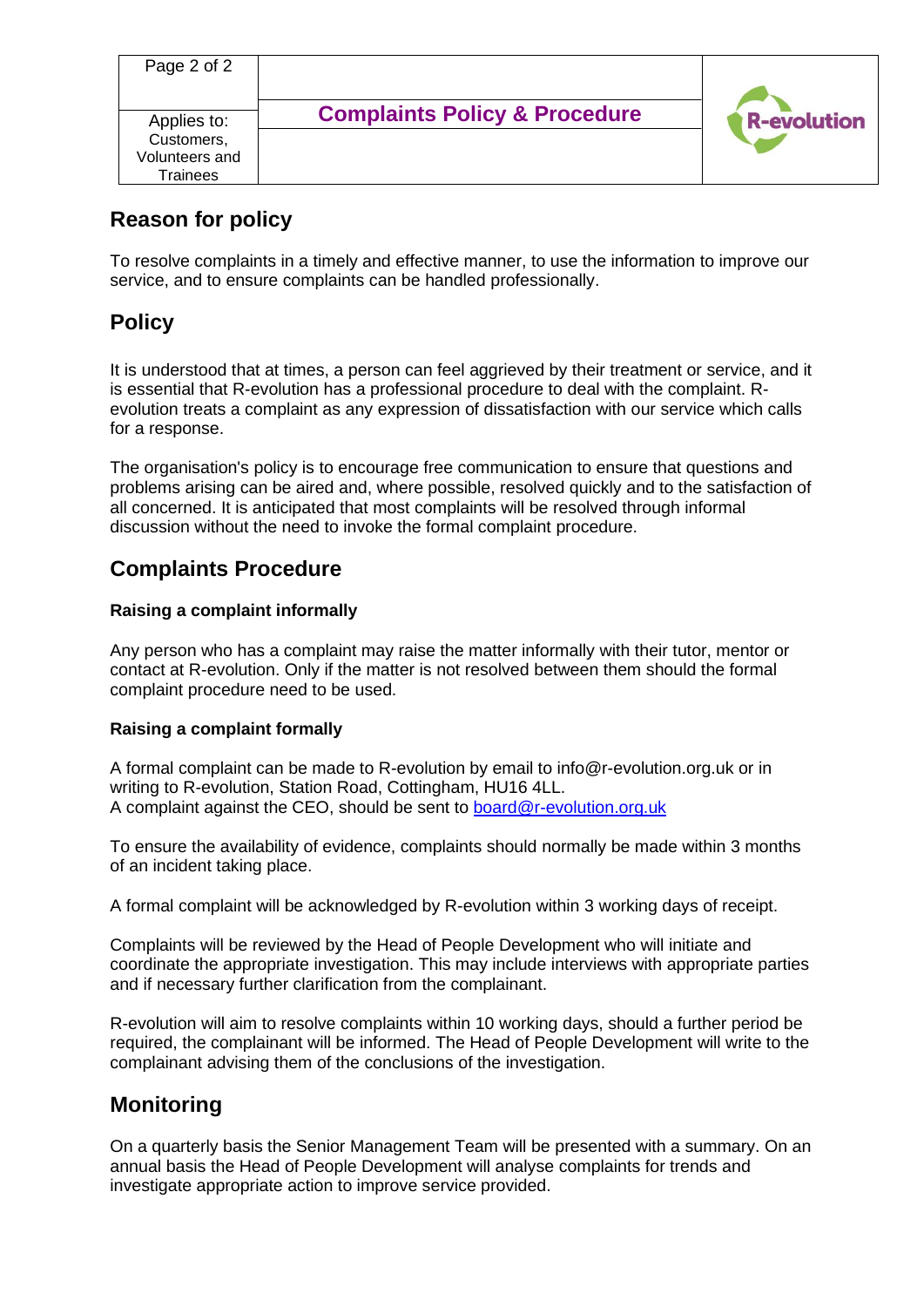## Reason for policy

To resolve complaints in a timely and effective manner, to use the information to improve our service, and to ensure complaints can be handled professionally.

## Policy

It is understood that at times, a person can feel aggrieved by their treatment or service, and it is essential that R-evolution has a professional procedure to deal with the complaint. R-evolution treats a complaint as any expression of dissatisfaction with our service which calls for a response.

The organisation's policy is to encourage free communication to ensure that questions and problems arising can be aired and, where possible, resolved quickly and to the satisfaction of all concerned. It is anticipated that most complaints will be resolved through informal discussion without the need to invoke the formal complaint procedure.

## Complaints Procedure

**Raising a complaint informally**

Any person who has a complaint may raise the matter informally with their tutor, mentor or contact at R-evolution. Only if the matter is not resolved between them should the formal complaint procedure need to be used.

**Raising a complaint formally**

A formal complaint can be made to R-evolution by email to info@r-evolution.org.uk or in writing to R-evolution, Station Road, Cottingham, HU16 4LL.
A complaint against the CEO, should be sent to board@r-evolution.org.uk

To ensure the availability of evidence, complaints should normally be made within 3 months of an incident taking place.

A formal complaint will be acknowledged by R-evolution within 3 working days of receipt.

Complaints will be reviewed by the Head of People Development who will initiate and coordinate the appropriate investigation. This may include interviews with appropriate parties and if necessary further clarification from the complainant.

R-evolution will aim to resolve complaints within 10 working days, should a further period be required, the complainant will be informed. The Head of People Development will write to the complainant advising them of the conclusions of the investigation.

## Monitoring

On a quarterly basis the Senior Management Team will be presented with a summary. On an annual basis the Head of People Development will analyse complaints for trends and investigate appropriate action to improve service provided.